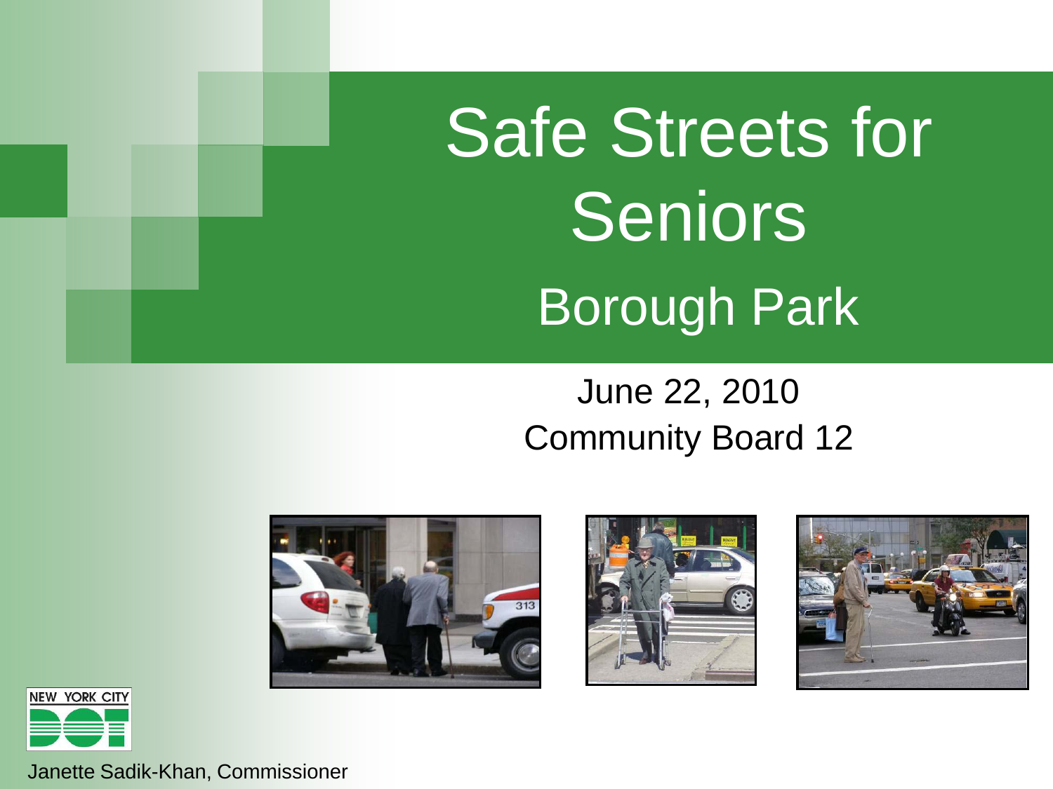# Safe Streets for Seniors

## Borough Park

June 22, 2010

Community Board 12

NEW YORK CITY DOT

Janette Sadik-Khan, Commissioner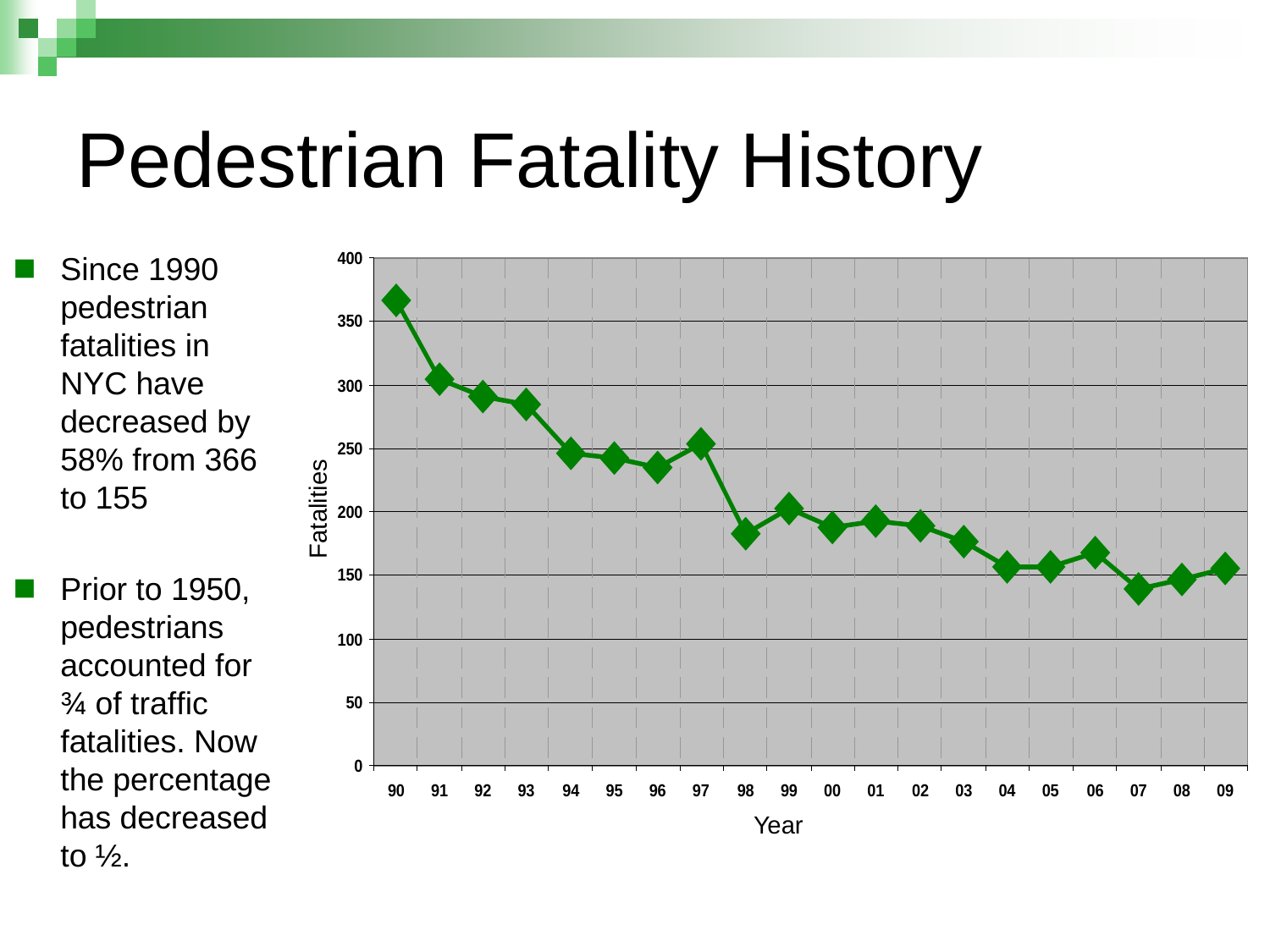# Pedestrian Fatality History

- Since 1990 pedestrian fatalities in NYC have decreased by 58% from 366 to 155
- Prior to 1950, pedestrians accounted for ¾ of traffic fatalities. Now the percentage has decreased to ½.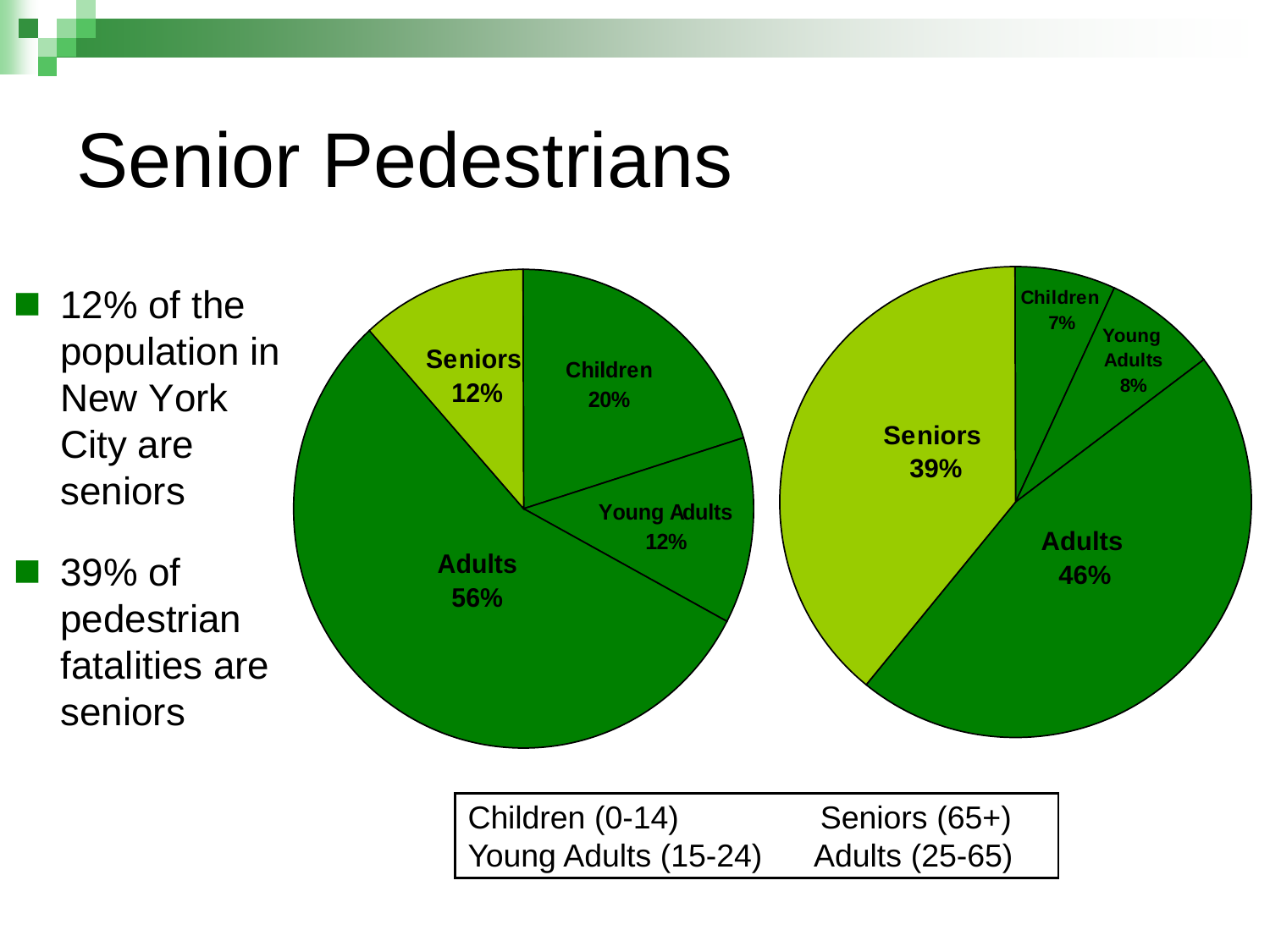# Senior Pedestrians

- 12% of the population in New York City are seniors
- 39% of pedestrian fatalities are seniors

Seniors 12%
Children 20%
Young Adults 12%
Adults 56%

Children 7%
Young Adults 8%
Seniors 39%
Adults 46%

| Children (0-14) | Seniors (65+) |
| --- | --- |
| Young Adults (15-24) | Adults (25-65) |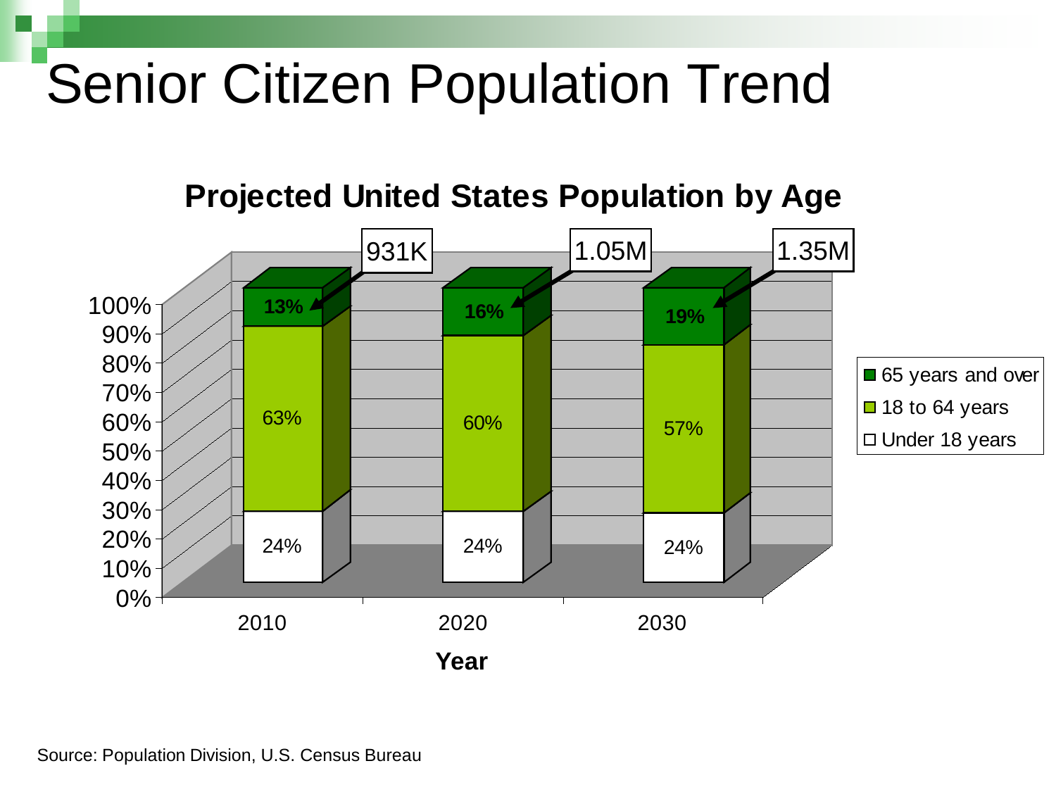# Senior Citizen Population Trend

**Projected United States Population by Age**

| Year | Under 18 years | 18 to 64 years | 65 years and over |
|---|---|---|---|
| 2010 | 24% | 63% | 13% (931K) |
| 2020 | 24% | 60% | 16% (1.05M) |
| 2030 | 24% | 57% | 19% (1.35M) |

Source: Population Division, U.S. Census Bureau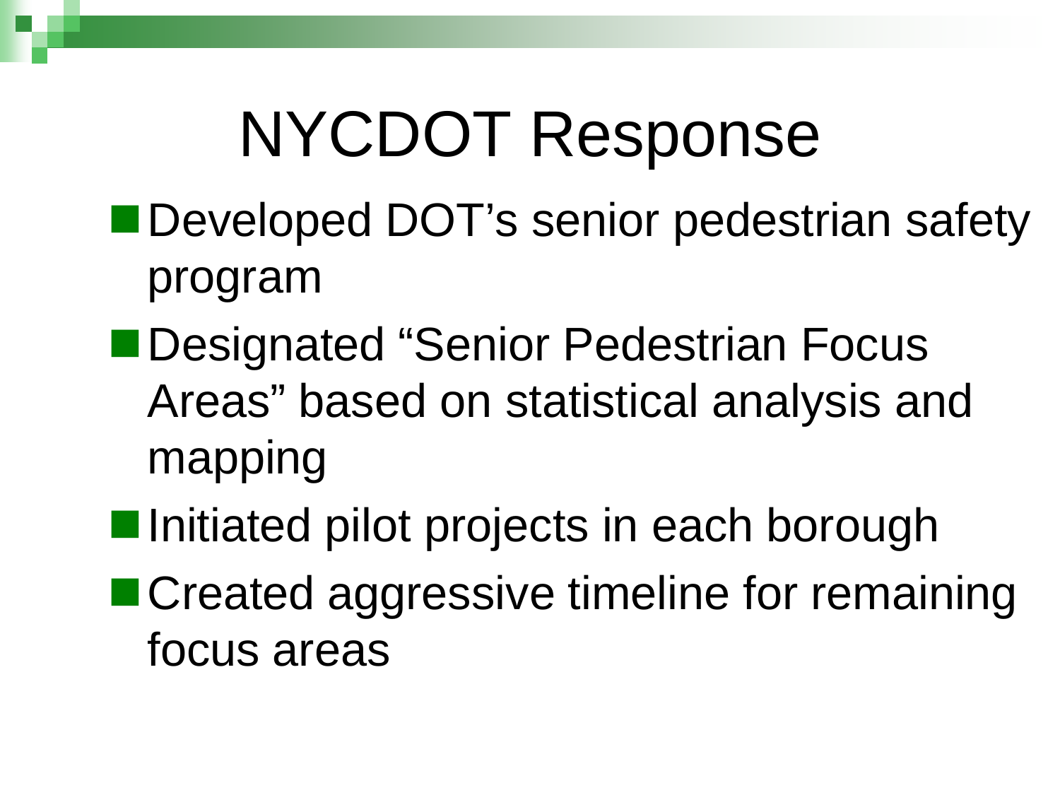# NYCDOT Response

- Developed DOT’s senior pedestrian safety program
- Designated “Senior Pedestrian Focus Areas” based on statistical analysis and mapping
- Initiated pilot projects in each borough
- Created aggressive timeline for remaining focus areas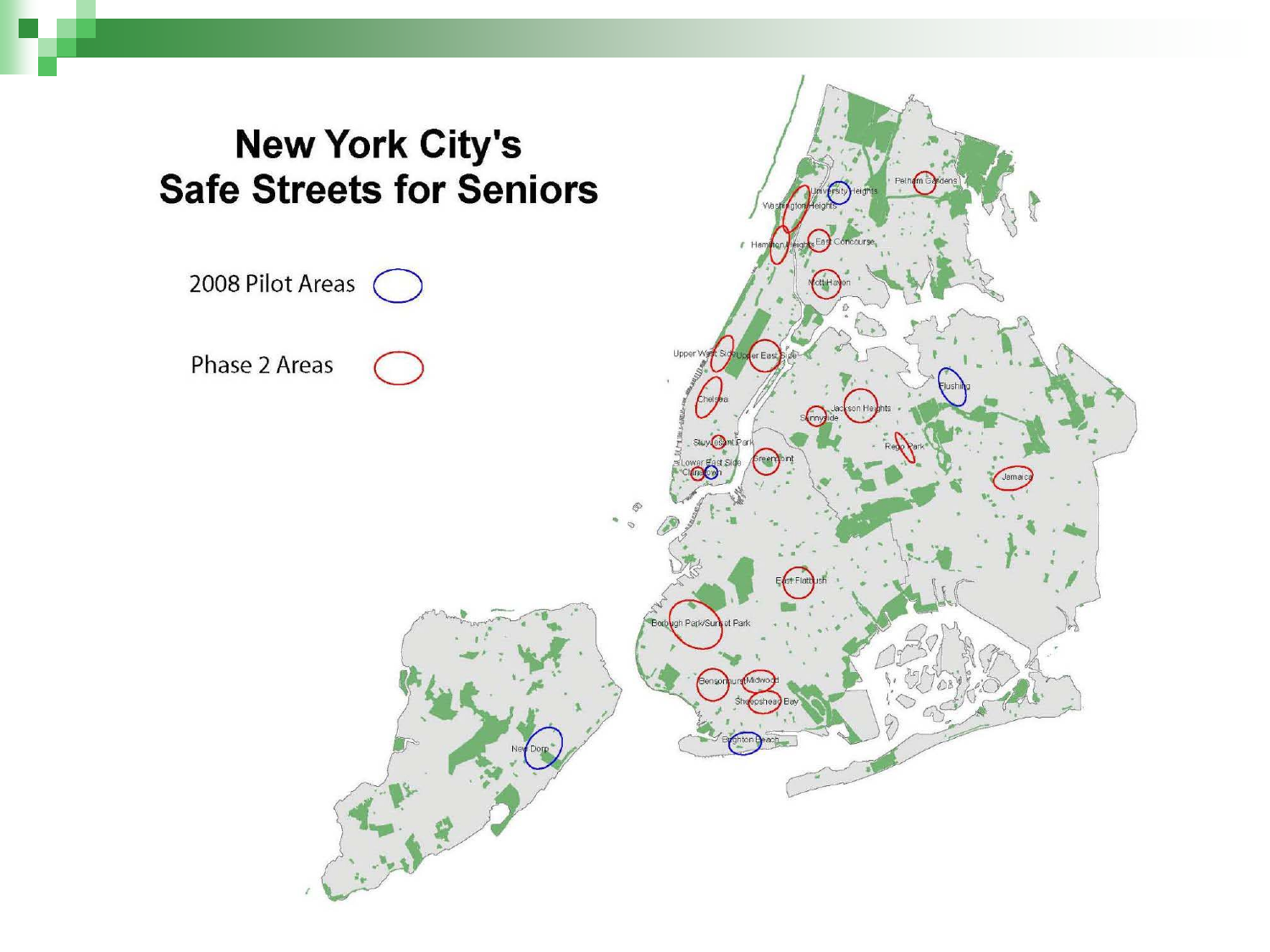# New York City's Safe Streets for Seniors

2008 Pilot Areas

Phase 2 Areas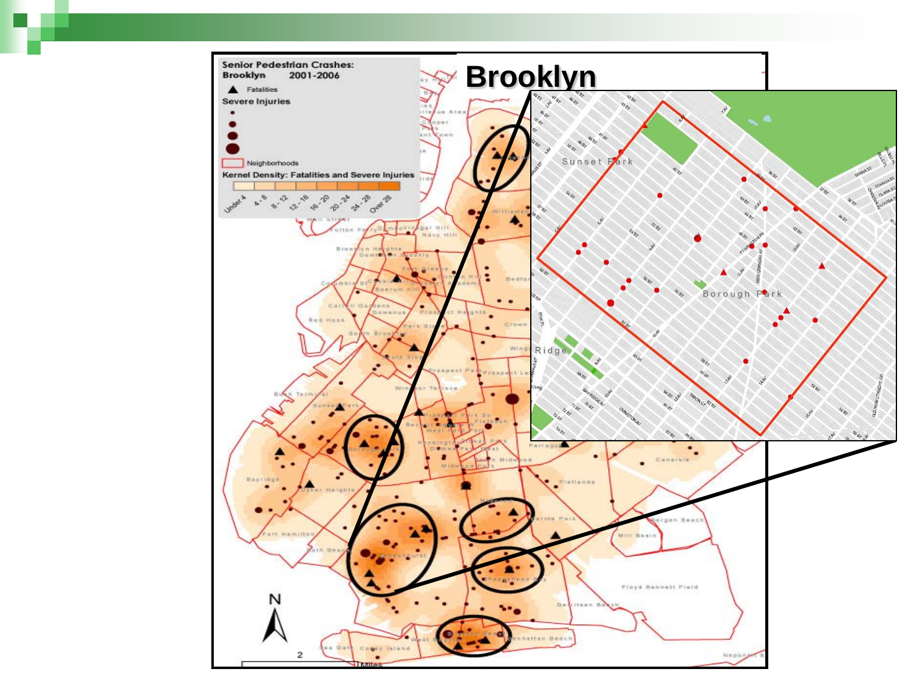# Brooklyn

**Senior Pedestrian Crashes: Brooklyn 2001-2006**

- ▲ Fatalities
- Severe Injuries
- Neighborhoods
- Kernel Density: Fatalities and Severe Injuries: Under 4, 4 - 8, 8 - 12, 12 - 16, 16 - 20, 20 - 24, 24 - 28, Over 28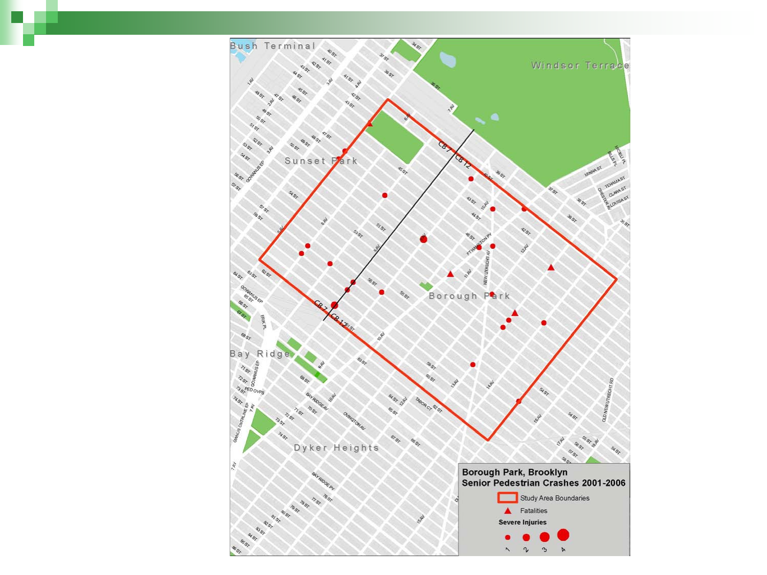**Borough Park, Brooklyn**
**Senior Pedestrian Crashes 2001-2006**

- Study Area Boundaries
- Fatalities

**Severe Injuries**

1 2 3 4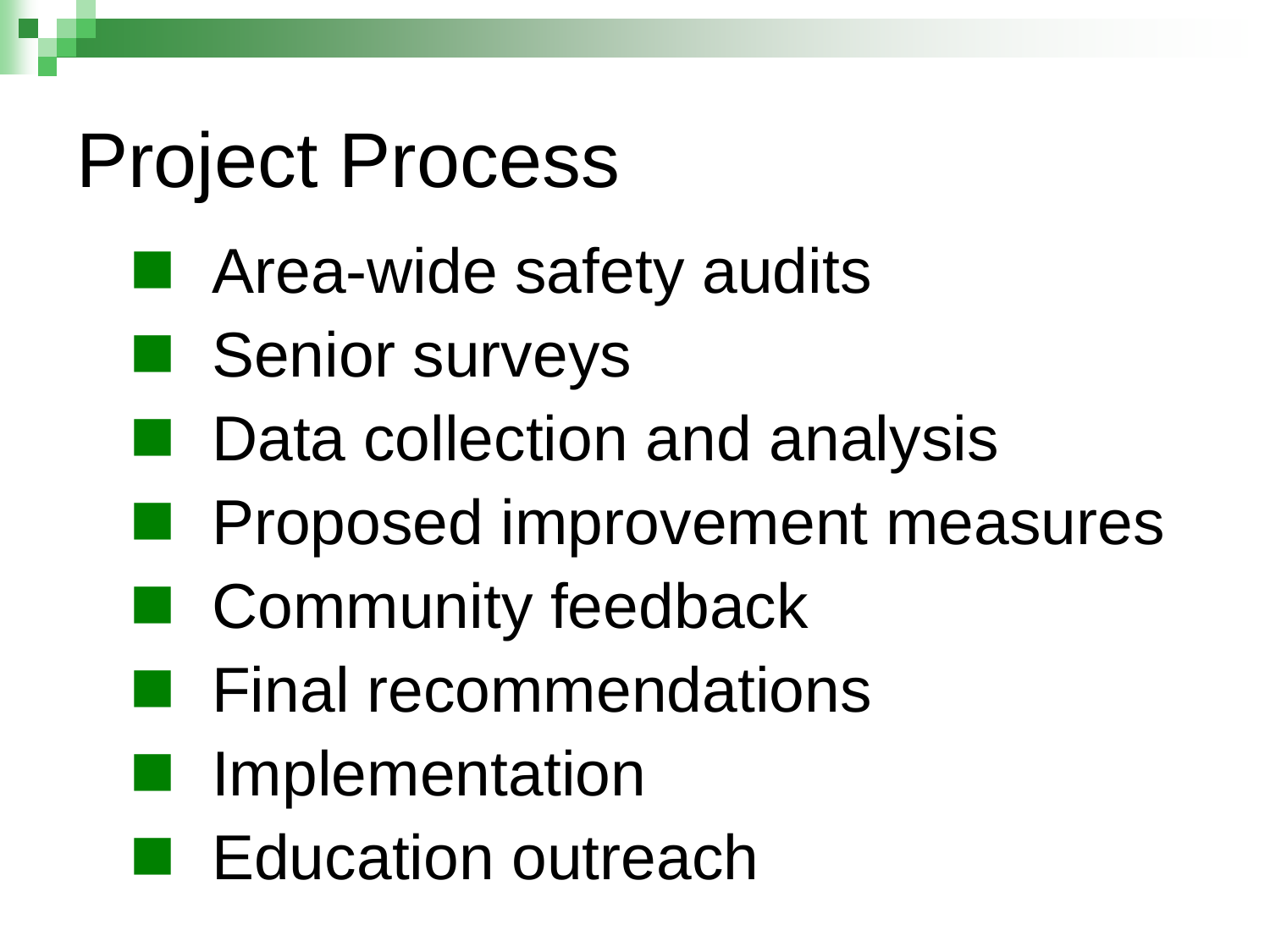# Project Process

- Area-wide safety audits
- Senior surveys
- Data collection and analysis
- Proposed improvement measures
- Community feedback
- Final recommendations
- Implementation
- Education outreach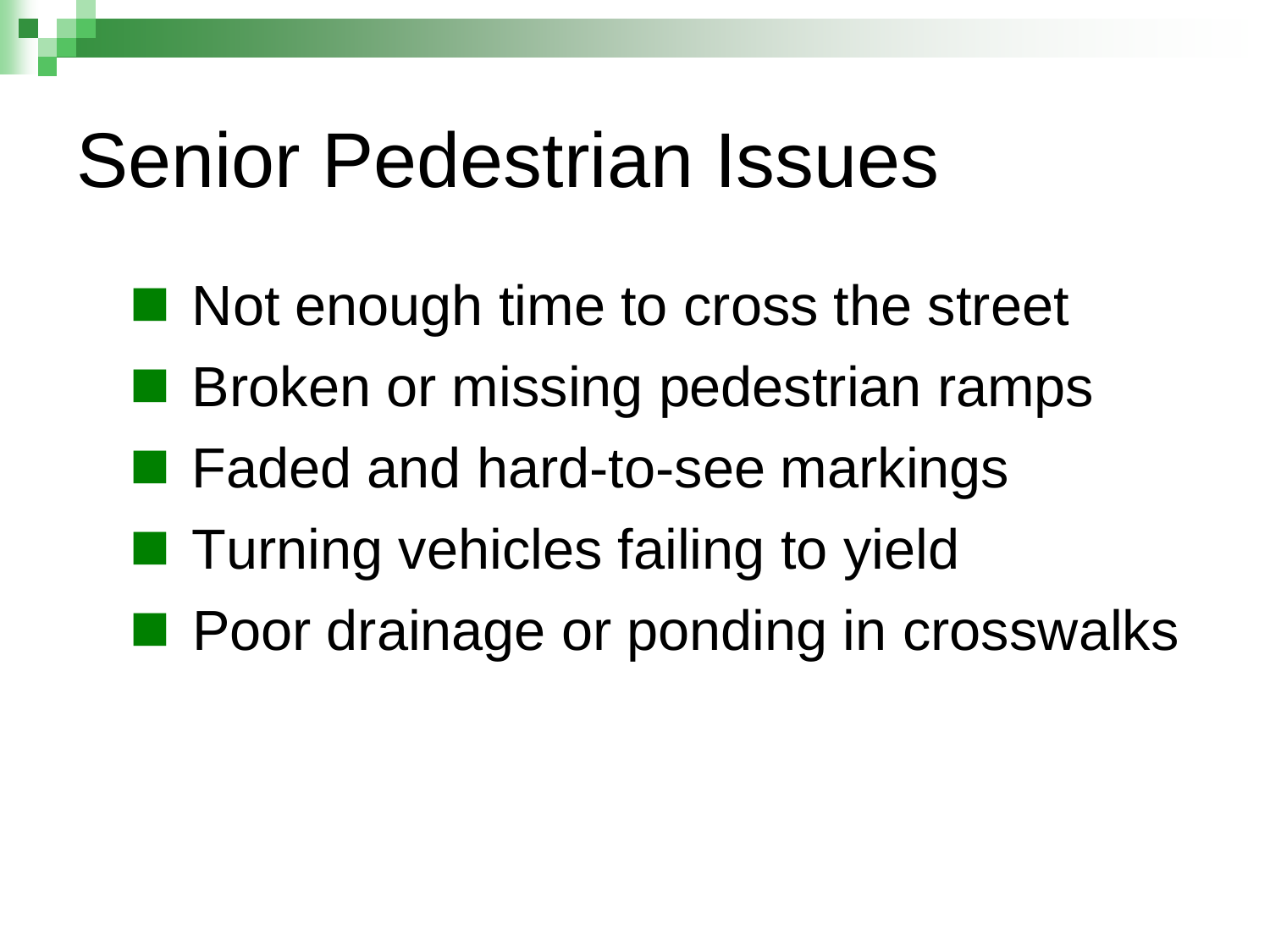# Senior Pedestrian Issues

- Not enough time to cross the street
- Broken or missing pedestrian ramps
- Faded and hard-to-see markings
- Turning vehicles failing to yield
- Poor drainage or ponding in crosswalks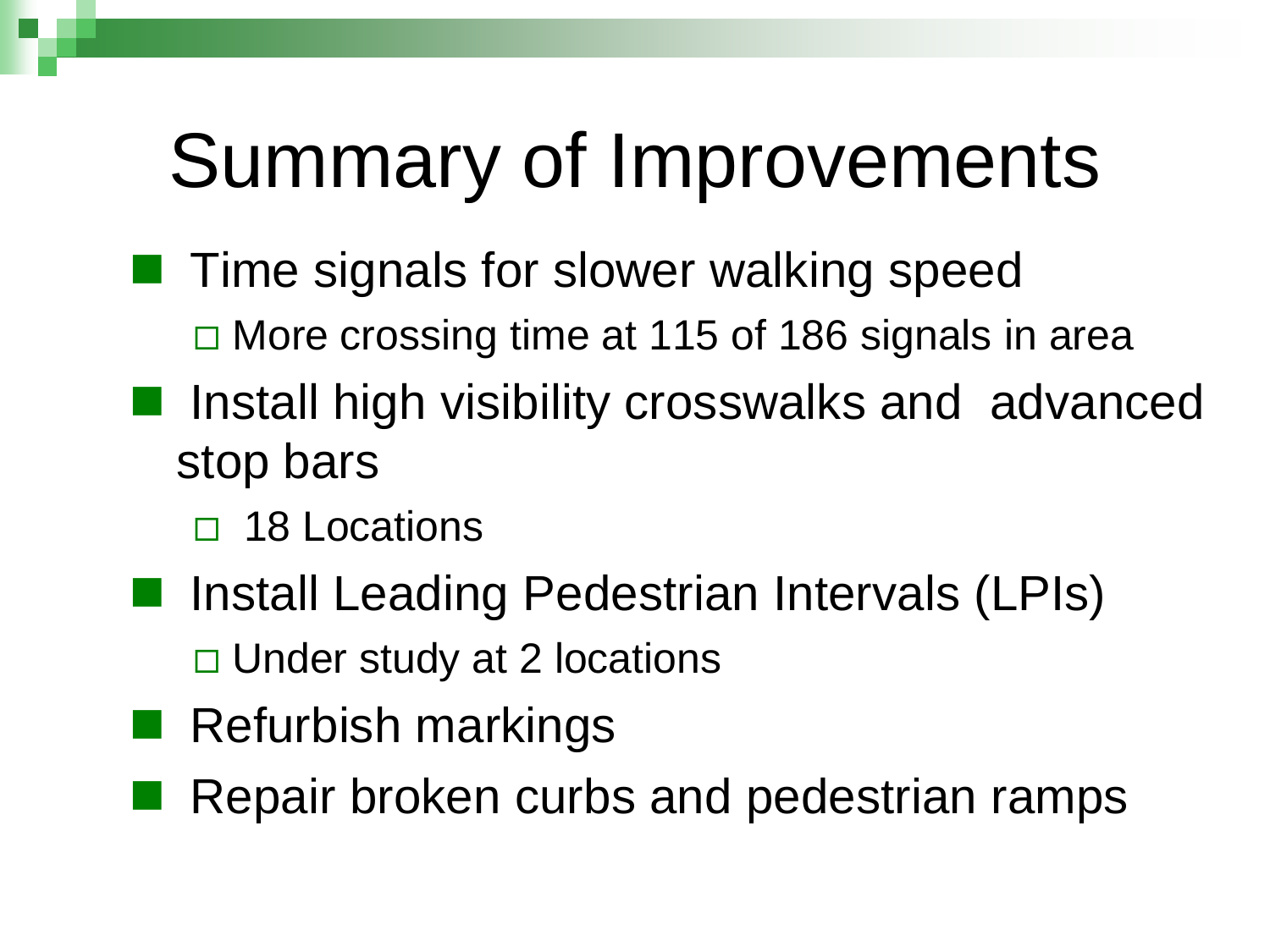# Summary of Improvements

- Time signals for slower walking speed
  - More crossing time at 115 of 186 signals in area
- Install high visibility crosswalks and advanced stop bars
  - 18 Locations
- Install Leading Pedestrian Intervals (LPIs)
  - Under study at 2 locations
- Refurbish markings
- Repair broken curbs and pedestrian ramps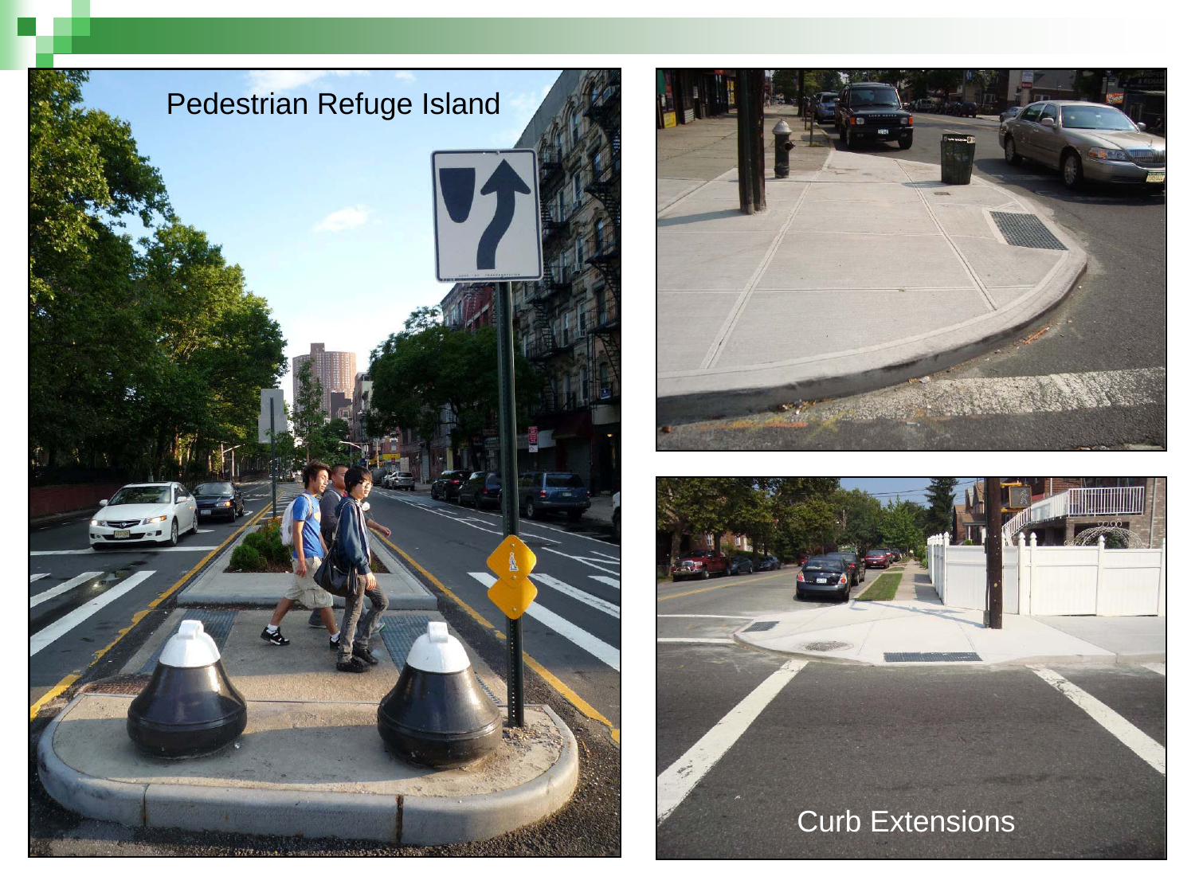Pedestrian Refuge Island

Curb Extensions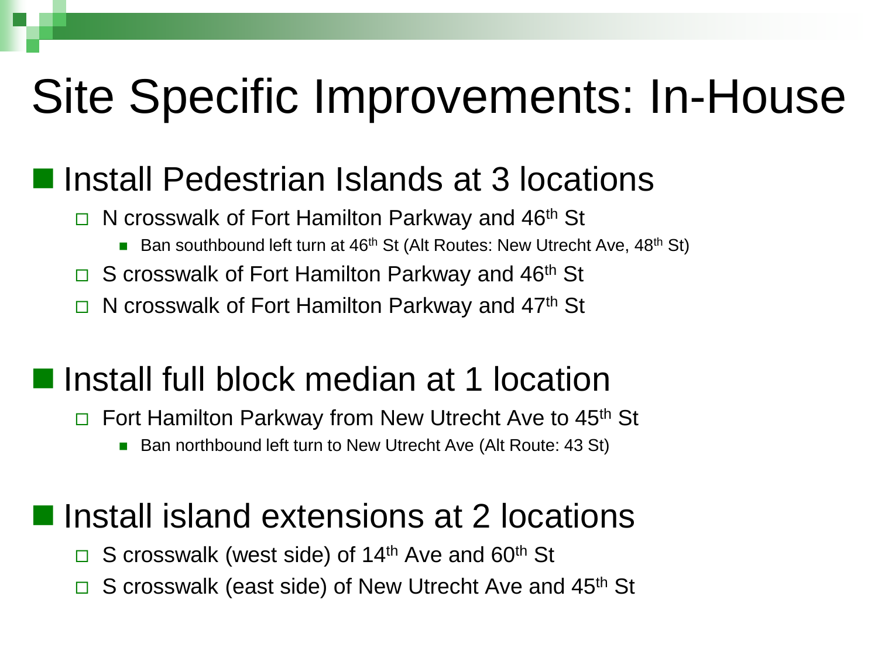# Site Specific Improvements: In-House

- Install Pedestrian Islands at 3 locations
  - N crosswalk of Fort Hamilton Parkway and 46th St
    - Ban southbound left turn at 46th St (Alt Routes: New Utrecht Ave, 48th St)
  - S crosswalk of Fort Hamilton Parkway and 46th St
  - N crosswalk of Fort Hamilton Parkway and 47th St

- Install full block median at 1 location
  - Fort Hamilton Parkway from New Utrecht Ave to 45th St
    - Ban northbound left turn to New Utrecht Ave (Alt Route: 43 St)

- Install island extensions at 2 locations
  - S crosswalk (west side) of 14th Ave and 60th St
  - S crosswalk (east side) of New Utrecht Ave and 45th St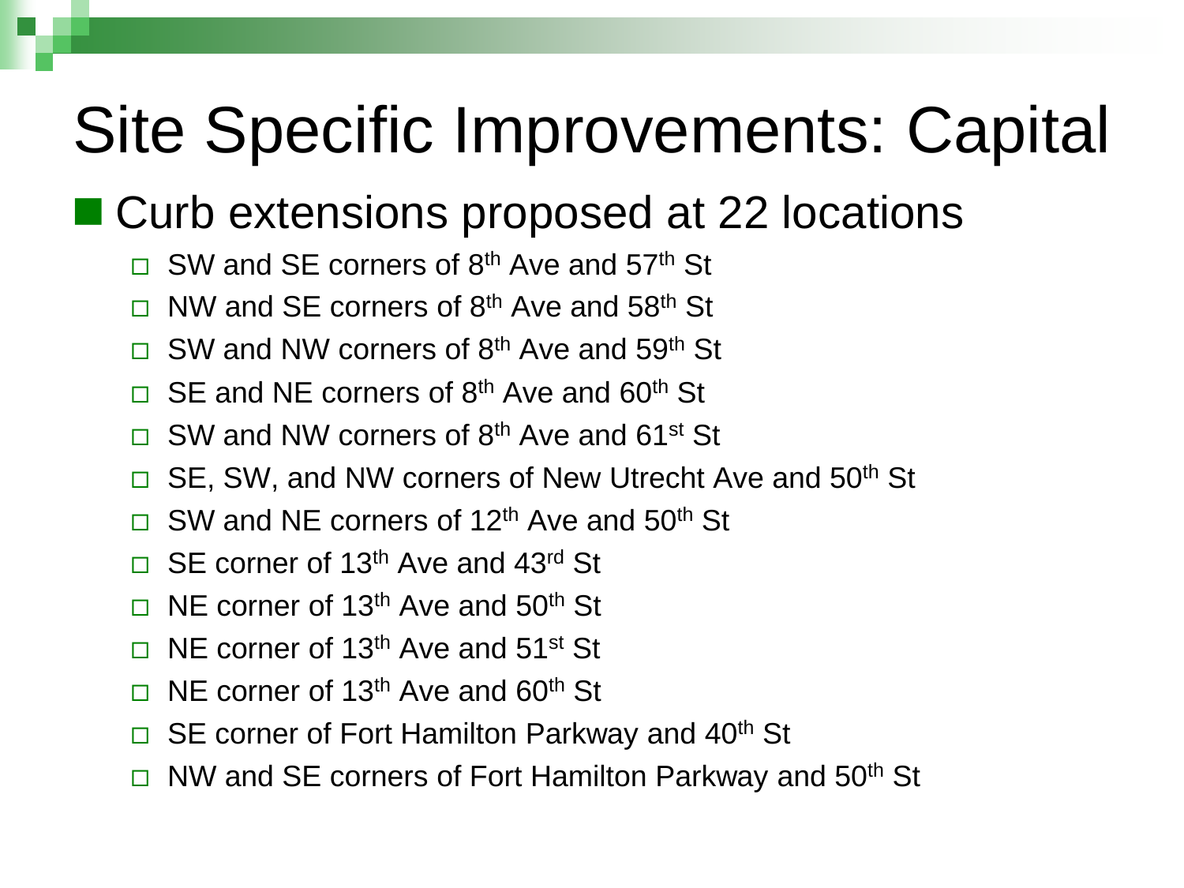# Site Specific Improvements: Capital

- Curb extensions proposed at 22 locations
  - SW and SE corners of 8th Ave and 57th St
  - NW and SE corners of 8th Ave and 58th St
  - SW and NW corners of 8th Ave and 59th St
  - SE and NE corners of 8th Ave and 60th St
  - SW and NW corners of 8th Ave and 61st St
  - SE, SW, and NW corners of New Utrecht Ave and 50th St
  - SW and NE corners of 12th Ave and 50th St
  - SE corner of 13th Ave and 43rd St
  - NE corner of 13th Ave and 50th St
  - NE corner of 13th Ave and 51st St
  - NE corner of 13th Ave and 60th St
  - SE corner of Fort Hamilton Parkway and 40th St
  - NW and SE corners of Fort Hamilton Parkway and 50th St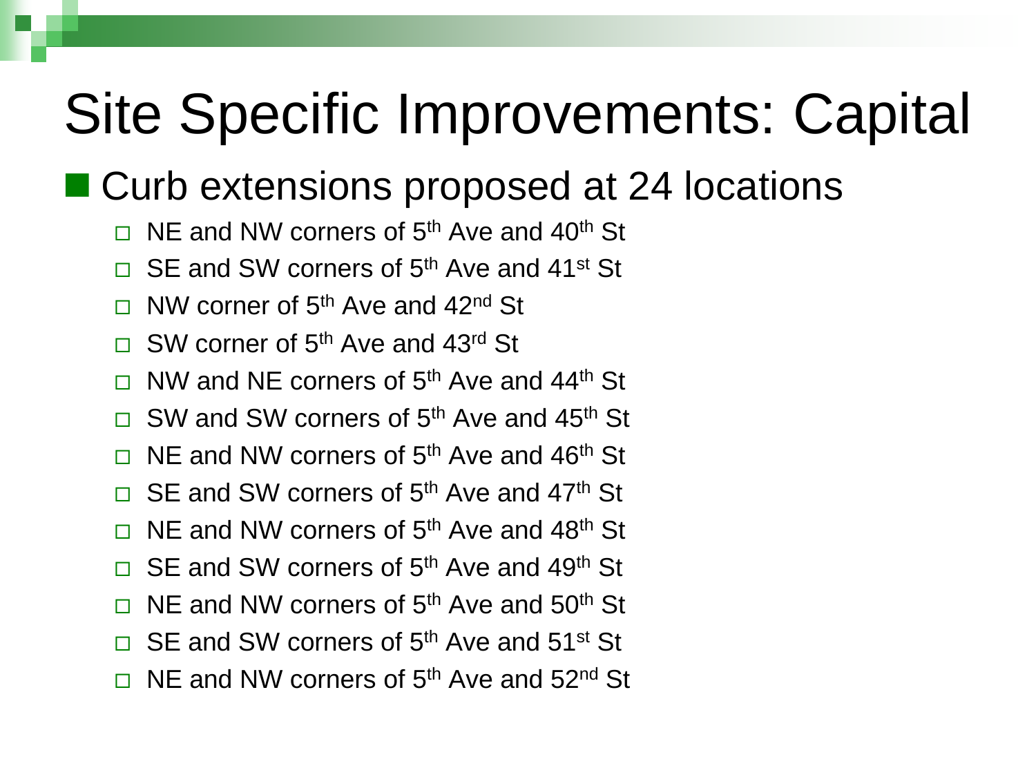# Site Specific Improvements: Capital

- Curb extensions proposed at 24 locations
  - NE and NW corners of 5th Ave and 40th St
  - SE and SW corners of 5th Ave and 41st St
  - NW corner of 5th Ave and 42nd St
  - SW corner of 5th Ave and 43rd St
  - NW and NE corners of 5th Ave and 44th St
  - SW and SW corners of 5th Ave and 45th St
  - NE and NW corners of 5th Ave and 46th St
  - SE and SW corners of 5th Ave and 47th St
  - NE and NW corners of 5th Ave and 48th St
  - SE and SW corners of 5th Ave and 49th St
  - NE and NW corners of 5th Ave and 50th St
  - SE and SW corners of 5th Ave and 51st St
  - NE and NW corners of 5th Ave and 52nd St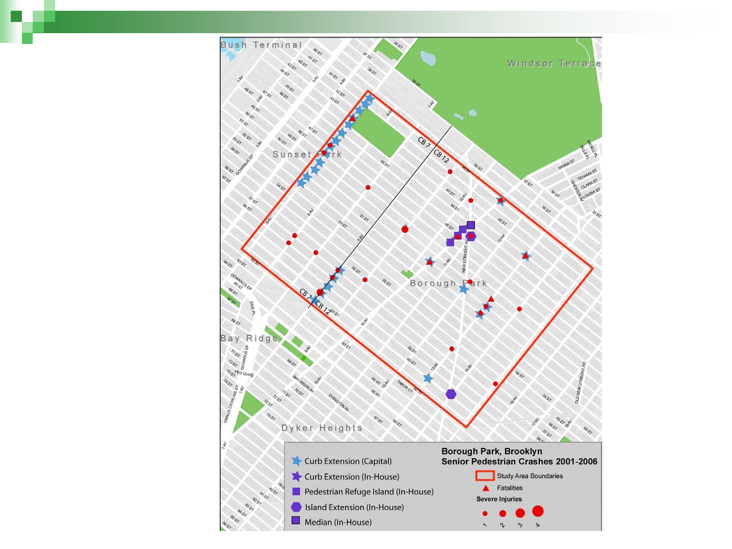## Borough Park, Brooklyn
## Senior Pedestrian Crashes 2001-2006

- Curb Extension (Capital)
- Curb Extension (In-House)
- Pedestrian Refuge Island (In-House)
- Island Extension (In-House)
- Median (In-House)

- Study Area Boundaries
- Fatalities

**Severe Injuries**

1 2 3 4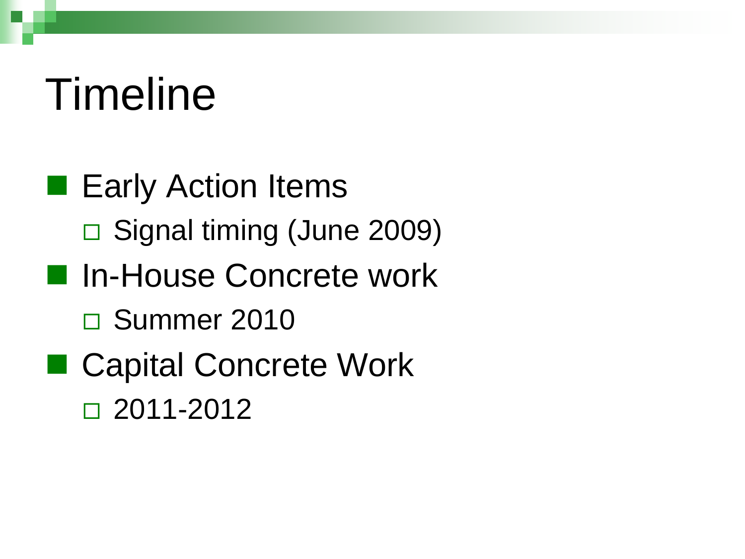# Timeline

- Early Action Items
  - Signal timing (June 2009)
- In-House Concrete work
  - Summer 2010
- Capital Concrete Work
  - 2011-2012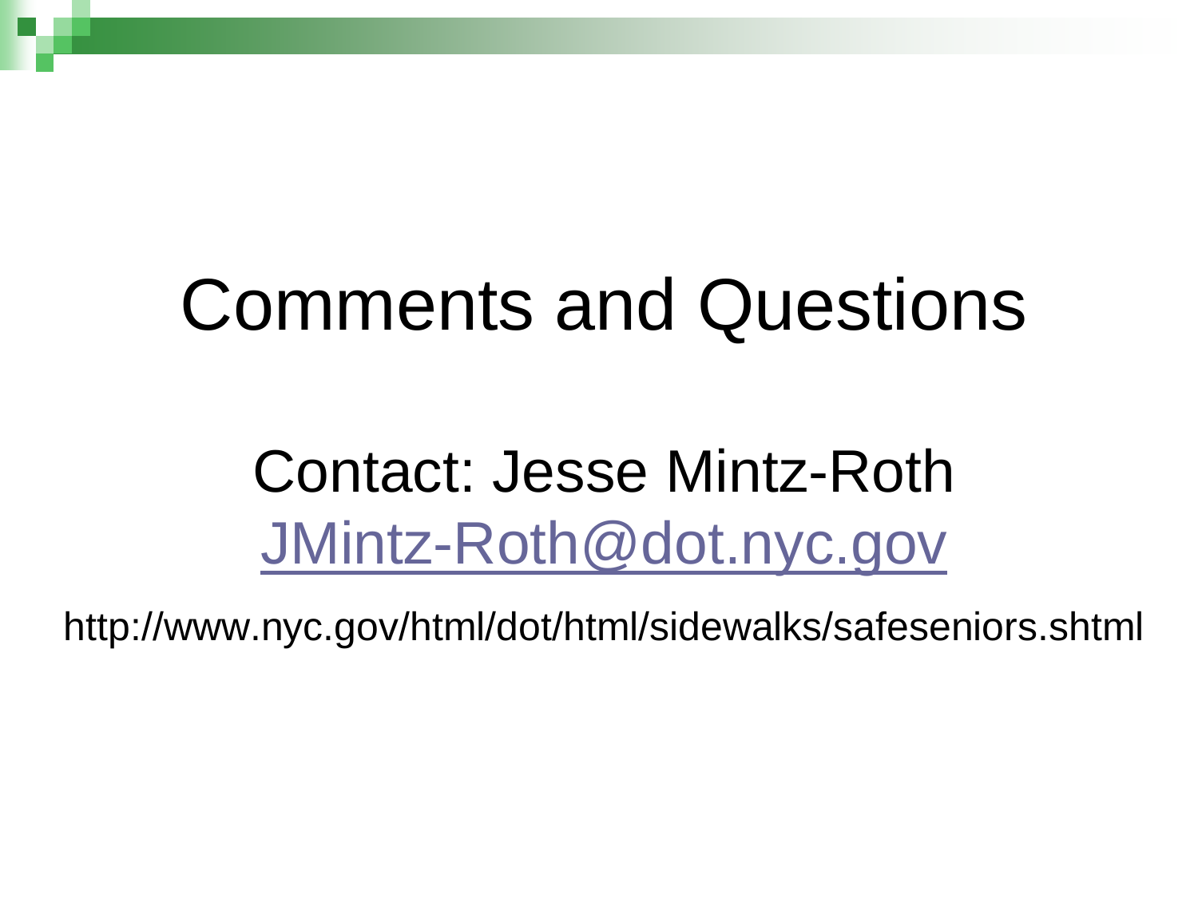# Comments and Questions

Contact: Jesse Mintz-Roth
[JMintz-Roth@dot.nyc.gov](mailto:JMintz-Roth@dot.nyc.gov)

http://www.nyc.gov/html/dot/html/sidewalks/safeseniors.shtml